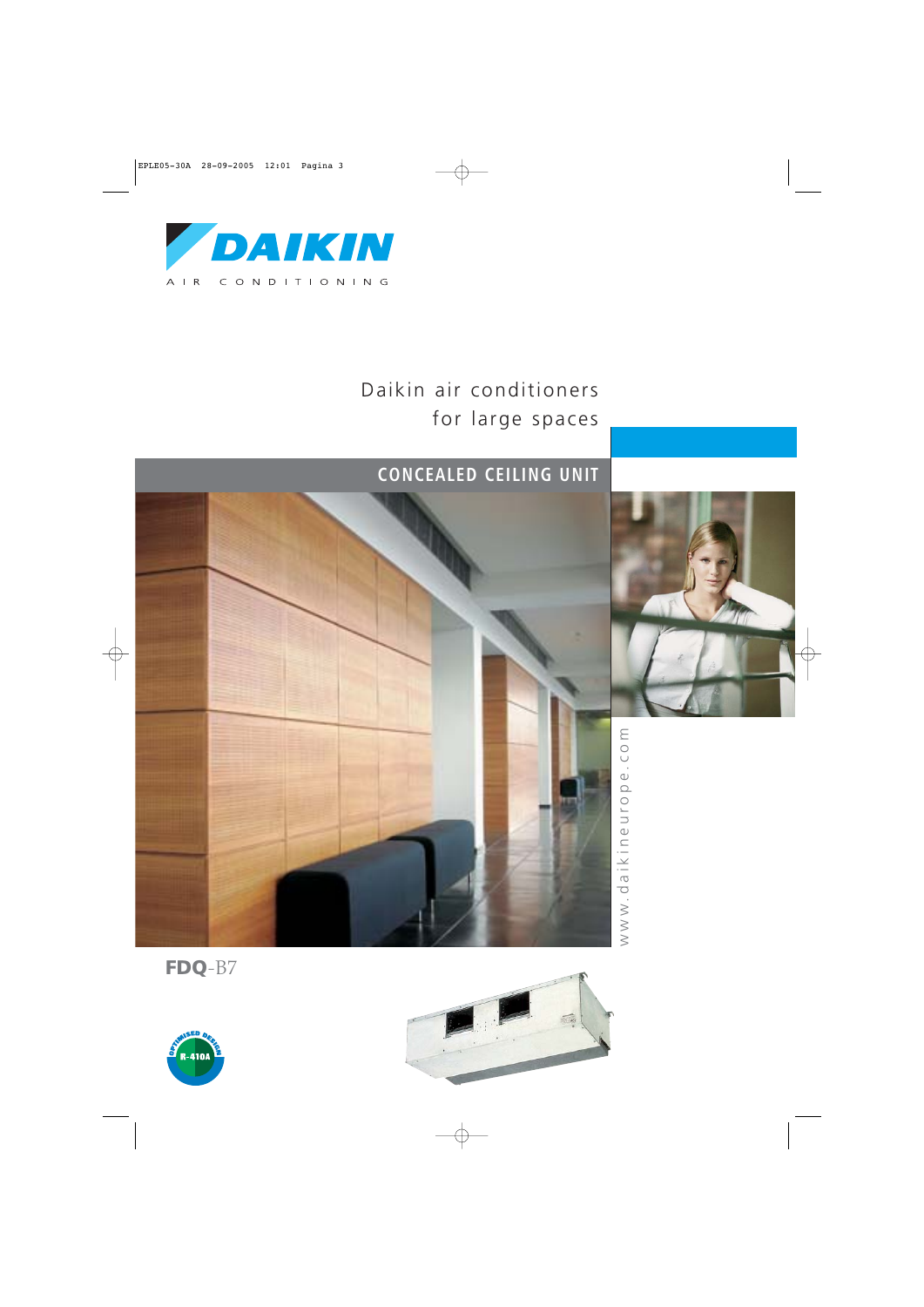DAIKIN

AIR CONDITIONING

# Daikin air conditioners for large spaces

## CONCEALED CEILING UNIT

www.daikineurope.com

**FDQ**-B7

OPTIMISED DESIGN R-410A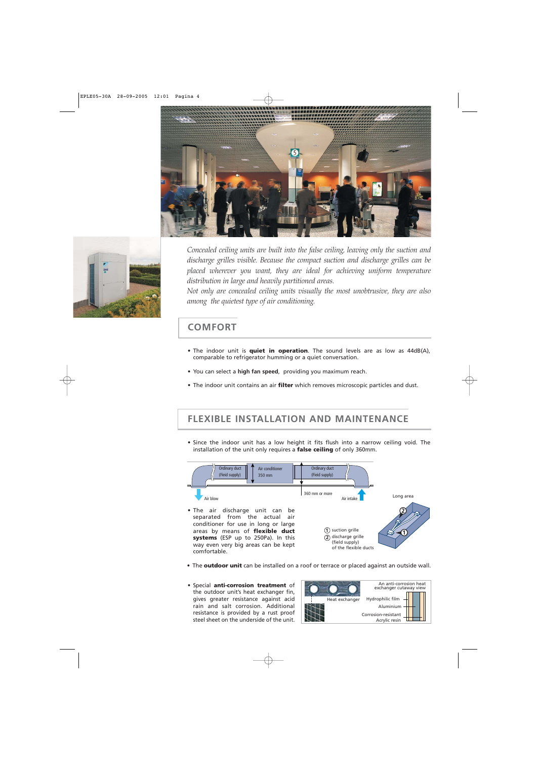*Concealed ceiling units are built into the false ceiling, leaving only the suction and discharge grilles visible. Because the compact suction and discharge grilles can be placed wherever you want, they are ideal for achieving uniform temperature distribution in large and heavily partitioned areas.*

*Not only are concealed ceiling units visually the most unobtrusive, they are also among the quietest type of air conditioning.*

## COMFORT

- The indoor unit is **quiet in operation**. The sound levels are as low as 44dB(A), comparable to refrigerator humming or a quiet conversation.
- You can select a **high fan speed**, providing you maximum reach.
- The indoor unit contains an air **filter** which removes microscopic particles and dust.

## FLEXIBLE INSTALLATION AND MAINTENANCE

- Since the indoor unit has a low height it fits flush into a narrow ceiling void. The installation of the unit only requires a **false ceiling** of only 360mm.

Ordinary duct (Field supply) | Air conditioner 350 mm | Ordinary duct (Field supply) | 360 mm or more | Air blow | Air intake

- The air discharge unit can be separated from the actual air conditioner for use in long or large areas by means of **flexible duct systems** (ESP up to 250Pa). In this way even very big areas can be kept comfortable.

Long area

① suction grille
② discharge grille (field supply) of the flexible ducts

- The **outdoor unit** can be installed on a roof or terrace or placed against an outside wall.

- Special **anti-corrosion treatment** of the outdoor unit's heat exchanger fin, gives greater resistance against acid rain and salt corrosion. Additional resistance is provided by a rust proof steel sheet on the underside of the unit.

An anti-corrosion heat exchanger cutaway view

Heat exchanger | Hydrophilic film | Aluminium | Corrosion-resistant Acrylic resin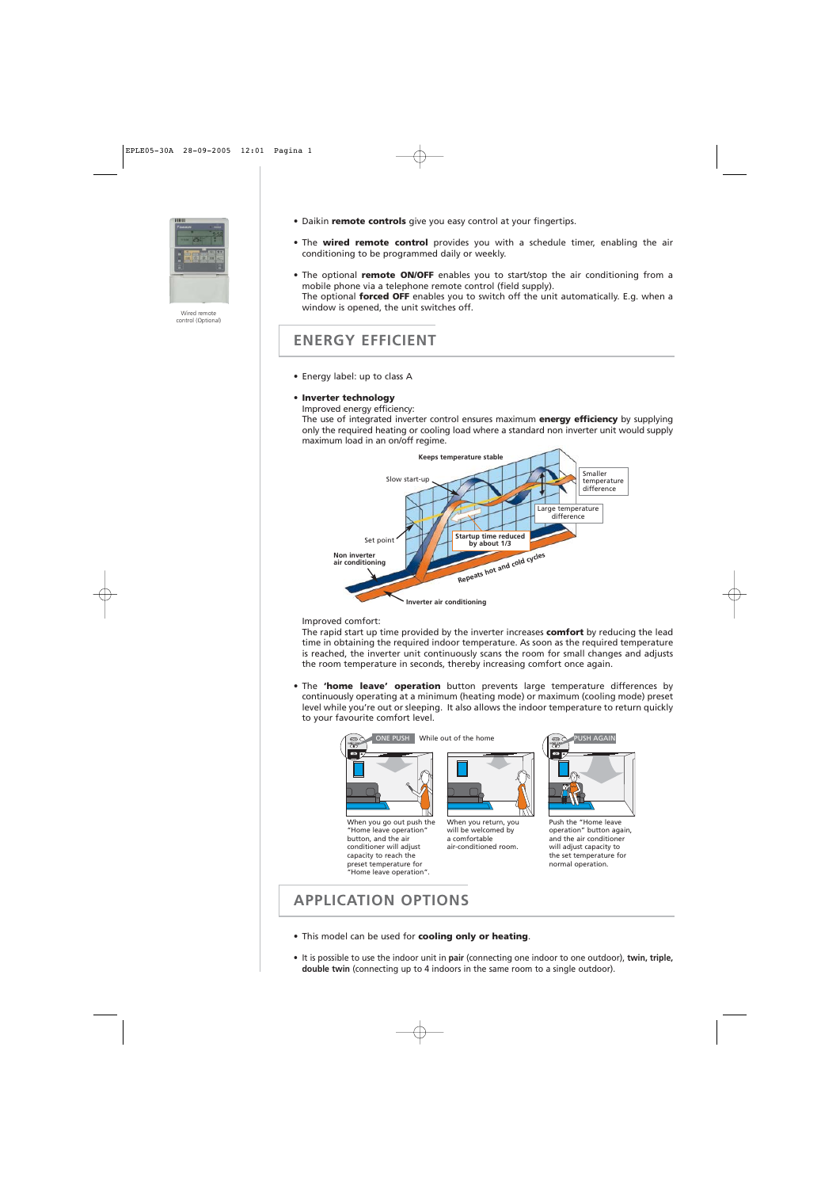Wired remote control (Optional)

- Daikin **remote controls** give you easy control at your fingertips.
- The **wired remote control** provides you with a schedule timer, enabling the air conditioning to be programmed daily or weekly.
- The optional **remote ON/OFF** enables you to start/stop the air conditioning from a mobile phone via a telephone remote control (field supply).
  The optional **forced OFF** enables you to switch off the unit automatically. E.g. when a window is opened, the unit switches off.

## ENERGY EFFICIENT

- Energy label: up to class A
- **Inverter technology**
  Improved energy efficiency:
  The use of integrated inverter control ensures maximum **energy efficiency** by supplying only the required heating or cooling load where a standard non inverter unit would supply maximum load in an on/off regime.

  Keeps temperature stable
  Slow start-up
  Smaller temperature difference
  Large temperature difference
  Set point
  Startup time reduced by about 1/3
  Non inverter air conditioning
  Repeats hot and cold cycles
  Inverter air conditioning

  Improved comfort:
  The rapid start up time provided by the inverter increases **comfort** by reducing the lead time in obtaining the required indoor temperature. As soon as the required temperature is reached, the inverter unit continuously scans the room for small changes and adjusts the room temperature in seconds, thereby increasing comfort once again.

- The **'home leave' operation** button prevents large temperature differences by continuously operating at a minimum (heating mode) or maximum (cooling mode) preset level while you're out or sleeping. It also allows the indoor temperature to return quickly to your favourite comfort level.

  ONE PUSH — While out of the home — PUSH AGAIN

  When you go out push the "Home leave operation" button, and the air conditioner will adjust capacity to reach the preset temperature for "Home leave operation".

  When you return, you will be welcomed by a comfortable air-conditioned room.

  Push the "Home leave operation" button again, and the air conditioner will adjust capacity to the set temperature for normal operation.

## APPLICATION OPTIONS

- This model can be used for **cooling only or heating**.
- It is possible to use the indoor unit in **pair** (connecting one indoor to one outdoor), **twin, triple, double twin** (connecting up to 4 indoors in the same room to a single outdoor).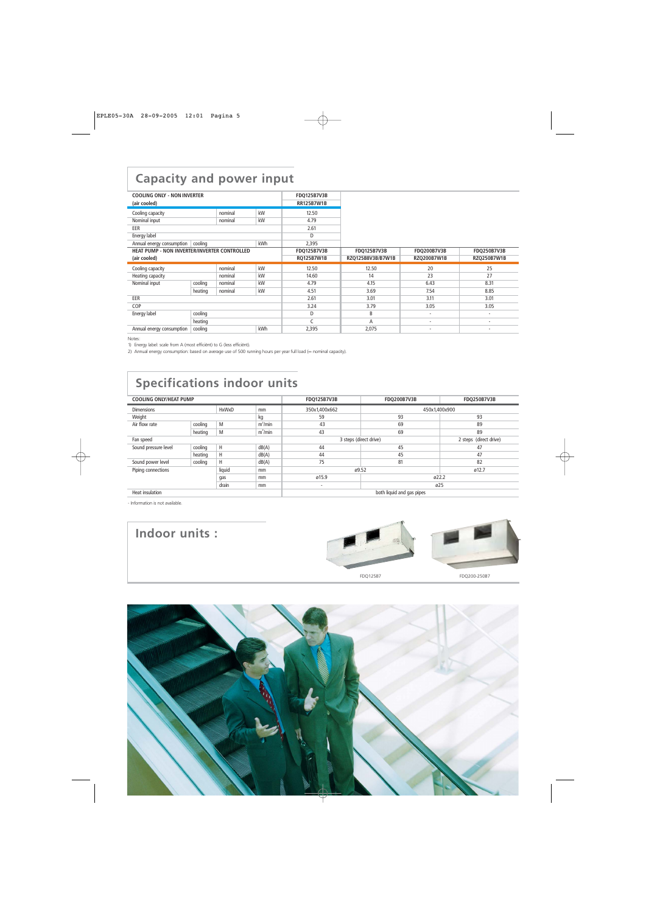## Capacity and power input

| COOLING ONLY - NON INVERTER (air cooled) | | | | FDQ125B7V3B RR125B7W1B |
|---|---|---|---|---|
| Cooling capacity | | nominal | kW | 12.50 |
| Nominal input | | nominal | kW | 4.79 |
| EER | | | | 2.61 |
| Energy label | | | | D |
| Annual energy consumption | cooling | | kWh | 2,395 |

| HEAT PUMP - NON INVERTER/INVERTER CONTROLLED (air cooled) | | | | FDQ125B7V3B RQ125B7W1B | FDQ125B7V3B RZQ125B8V3B/B7W1B | FDQ200B7V3B RZQ200B7W1B | FDQ250B7V3B RZQ250B7W1B |
|---|---|---|---|---|---|---|---|
| Cooling capacity | | nominal | kW | 12.50 | 12.50 | 20 | 25 |
| Heating capacity | | nominal | kW | 14.60 | 14 | 23 | 27 |
| Nominal input | cooling | nominal | kW | 4.79 | 4.15 | 6.43 | 8.31 |
| | heating | nominal | kW | 4.51 | 3.69 | 7.54 | 8.85 |
| EER | | | | 2.61 | 3.01 | 3.11 | 3.01 |
| COP | | | | 3.24 | 3.79 | 3.05 | 3.05 |
| Energy label | cooling | | | D | B | - | - |
| | heating | | | C | A | - | - |
| Annual energy consumption | cooling | | kWh | 2,395 | 2,075 | - | - |

Notes:

1) Energy label: scale from A (most efficiënt) to G (less efficiënt).

2) Annual energy consumption: based on average use of 500 running hours per year full load (= nominal capacity).

## Specifications indoor units

| COOLING ONLY/HEAT PUMP | | | | FDQ125B7V3B | FDQ200B7V3B | FDQ250B7V3B |
|---|---|---|---|---|---|---|
| Dimensions | | HxWxD | mm | 350x1,400x662 | 450x1,400x900 | |
| Weight | | | kg | 59 | 93 | 93 |
| Air flow rate | cooling | M | $m^3$/min | 43 | 69 | 89 |
| | heating | M | $m^3$/min | 43 | 69 | 89 |
| Fan speed | | | | 3 steps (direct drive) | | 2 steps (direct drive) |
| Sound pressure level | cooling | H | dB(A) | 44 | 45 | 47 |
| | heating | H | dB(A) | 44 | 45 | 47 |
| Sound power level | cooling | H | dB(A) | 75 | 81 | 82 |
| Piping connections | | liquid | mm | ø9.52 | | ø12.7 |
| | | gas | mm | ø15.9 | ø22.2 | |
| | | drain | mm | - | ø25 | |
| Heat insulation | | | | both liquid and gas pipes | | |

- Information is not available.

## Indoor units :

FDQ125B7

FDQ200-250B7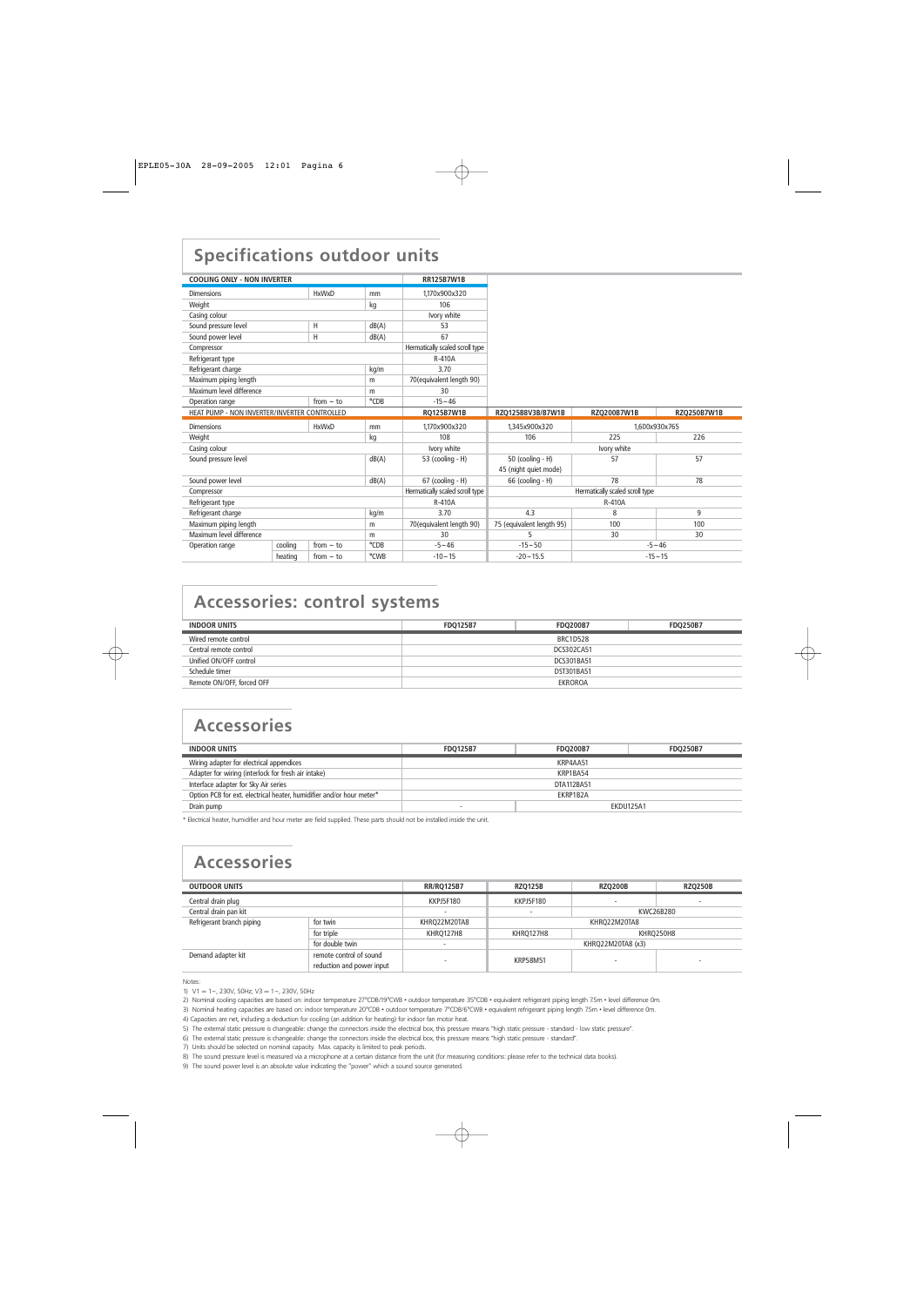## Specifications outdoor units

| COOLING ONLY - NON INVERTER | | | | RR125B7W1B |
|---|---|---|---|---|
| Dimensions | | HxWxD | mm | 1,170x900x320 |
| Weight | | | kg | 106 |
| Casing colour | | | | Ivory white |
| Sound pressure level | | H | dB(A) | 53 |
| Sound power level | | H | dB(A) | 67 |
| Compressor | | | | Hermatically sealed scroll type |
| Refrigerant type | | | | R-410A |
| Refrigerant charge | | | kg/m | 3.70 |
| Maximum piping length | | | m | 70(equivalent length 90) |
| Maximum level difference | | | m | 30 |
| Operation range | | from ~ to | °CDB | -15~46 |

| HEAT PUMP - NON INVERTER/INVERTER CONTROLLED | | | | RQ125B7W1B | RZQ125B8V3B/B7W1B | RZQ200B7W1B | RZQ250B7W1B |
|---|---|---|---|---|---|---|---|
| Dimensions | | HxWxD | mm | 1,170x900x320 | 1,345x900x320 | 1,600x930x765 | |
| Weight | | | kg | 108 | 106 | 225 | 226 |
| Casing colour | | | | Ivory white | | Ivory white | |
| Sound pressure level | | | dB(A) | 53 (cooling - H) | 50 (cooling - H)<br>45 (night quiet mode) | 57 | 57 |
| Sound power level | | | dB(A) | 67 (cooling - H) | 66 (cooling - H) | 78 | 78 |
| Compressor | | | | Hermatically sealed scroll type | Hermatically sealed scroll type | | |
| Refrigerant type | | | | R-410A | R-410A | | |
| Refrigerant charge | | | kg/m | 3.70 | 4.3 | 8 | 9 |
| Maximum piping length | | | m | 70(equivalent length 90) | 75 (equivalent length 95) | 100 | 100 |
| Maximum level difference | | | m | 30 | 5 | 30 | 30 |
| Operation range | cooling | from ~ to | °CDB | -5~46 | -15~50 | -5~46 | |
| | heating | from ~ to | °CWB | -10~15 | -20~15.5 | -15~15 | |

## Accessories: control systems

| INDOOR UNITS | FDQ125B7 | FDQ200B7 | FDQ250B7 |
|---|---|---|---|
| Wired remote control | BRC1D528 | | |
| Central remote control | DCS302CA51 | | |
| Unified ON/OFF control | DCS301BA51 | | |
| Schedule timer | DST301BA51 | | |
| Remote ON/OFF, forced OFF | EKRORO4 | | |

## Accessories

| INDOOR UNITS | FDQ125B7 | FDQ200B7 | FDQ250B7 |
|---|---|---|---|
| Wiring adapter for electrical appendices | KRP4AA51 | | |
| Adapter for wiring (interlock for fresh air intake) | KRP1BA54 | | |
| Interface adapter for Sky Air series | DTA112BA51 | | |
| Option PCB for ext. electrical heater, humidifier and/or hour meter* | EKRP1B2A | | |
| Drain pump | - | EKDU125A1 | |

* Electrical heater, humidifier and hour meter are field supplied. These parts should not be installed inside the unit.

## Accessories

| OUTDOOR UNITS | | RR/RQ125B7 | RZQ125B | RZQ200B | RZQ250B |
|---|---|---|---|---|---|
| Central drain plug | | KKPJ5F180 | KKPJ5F180 | - | - |
| Central drain pan kit | | - | - | KWC26B280 | |
| Refrigerant branch piping | for twin | KHRQ22M20TA8 | KHRQ22M20TA8 | | |
| | for triple | KHRQ127H8 | KHRQ127H8 | KHRQ250H8 | |
| | for double twin | - | KHRQ22M20TA8 (x3) | | |
| Demand adapter kit | remote control of sound reduction and power input | - | KRP58M51 | - | - |

Notes:

1) V1 = 1~, 230V, 50Hz; V3 = 1~, 230V, 50Hz
2) Nominal cooling capacities are based on: indoor temperature 27°CDB/19°CWB • outdoor temperature 35°CDB • equivalent refrigerant piping length 7.5m • level difference 0m.
3) Nominal heating capacities are based on: indoor temperature 20°CDB • outdoor temperature 7°CDB/6°CWB • equivalent refrigerant piping length 7.5m • level difference 0m.
4) Capacities are net, including a deduction for cooling (an addition for heating) for indoor fan motor heat.
5) The external static pressure is changeable: change the connectors inside the electrical box, this pressure means "high static pressure - standard - low static pressure".
6) The external static pressure is changeable: change the connectors inside the electrical box, this pressure means "high static pressure - standard".
7) Units should be selected on nominal capacity. Max. capacity is limited to peak periods.
8) The sound pressure level is measured via a microphone at a certain distance from the unit (for measuring conditions: please refer to the technical data books).
9) The sound power level is an absolute value indicating the "power" which a sound source generated.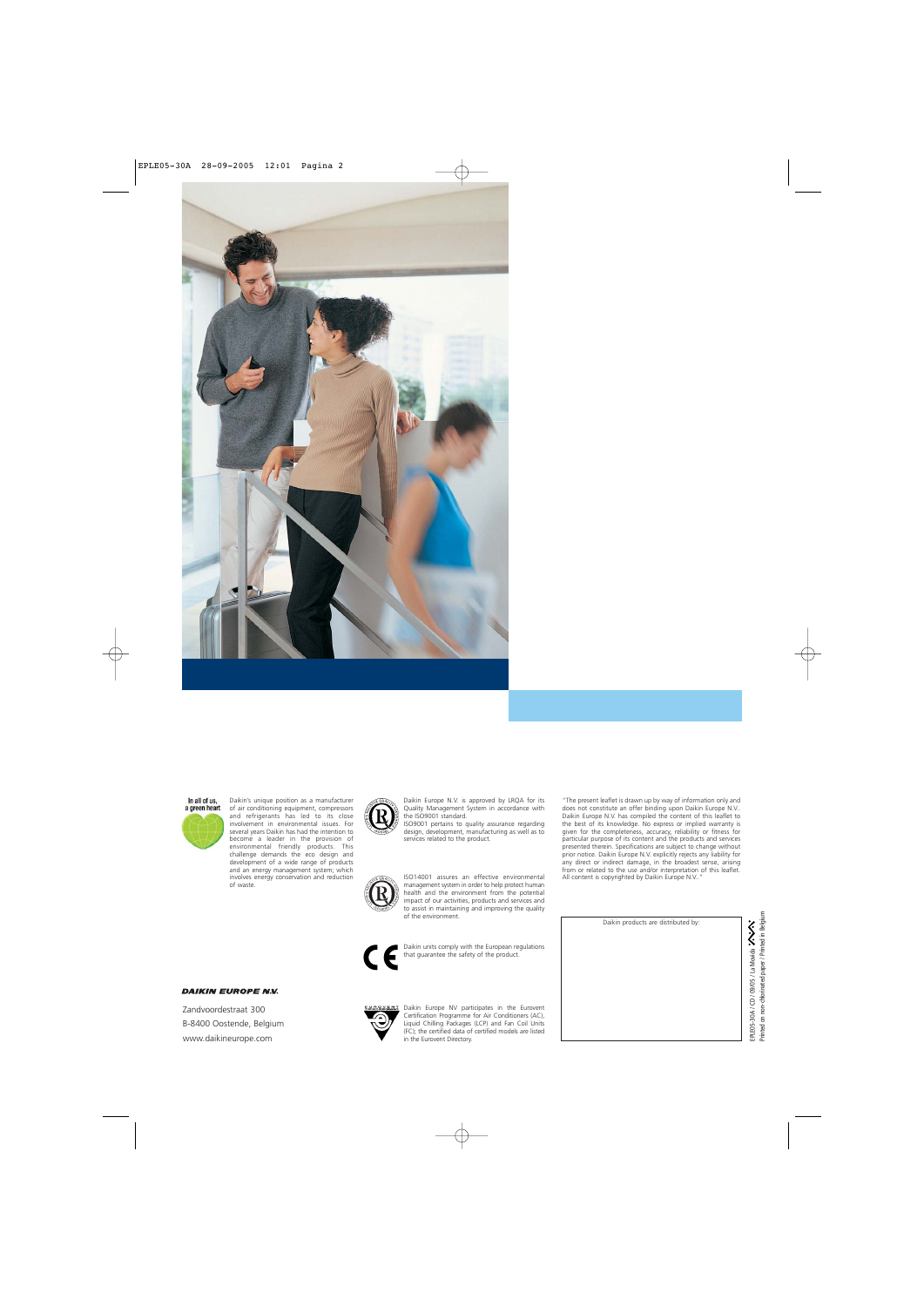In all of us, a green heart

Daikin's unique position as a manufacturer of air conditioning equipment, compressors and refrigerants has led to its close involvement in environmental issues. For several years Daikin has had the intention to become a leader in the provision of environmental friendly products. This challenge demands the eco design and development of a wide range of products and an energy management system; which involves energy conservation and reduction of waste.

Daikin Europe N.V. is approved by LRQA for its Quality Management System in accordance with the ISO9001 standard. ISO9001 pertains to quality assurance regarding design, development, manufacturing as well as to services related to the product.

ISO14001 assures an effective environmental management system in order to help protect human health and the environment from the potential impact of our activities, products and services and to assist in maintaining and improving the quality of the environment.

Daikin units comply with the European regulations that guarantee the safety of the product.

Daikin Europe NV participates in the Eurovent Certification Programme for Air Conditioners (AC), Liquid Chilling Packages (LCP) and Fan Coil Units (FC); the certified data of certified models are listed in the Eurovent Directory.

"The present leaflet is drawn up by way of information only and does not constitute an offer binding upon Daikin Europe N.V.. Daikin Europe N.V. has compiled the content of this leaflet to the best of its knowledge. No express or implied warranty is given for the completeness, accuracy, reliability or fitness for particular purpose of its content and the products and services presented therein. Specifications are subject to change without prior notice. Daikin Europe N.V. explicitly rejects any liability for any direct or indirect damage, in the broadest sense, arising from or related to the use and/or interpretation of this leaflet. All content is copyrighted by Daikin Europe N.V.."

Daikin products are distributed by:

**DAIKIN EUROPE N.V.**

Zandvoordestraat 300
B-8400 Oostende, Belgium
www.daikineurope.com

EPLE05-30A / CD / 08/05 / La Movida
Printed on non-chlorinated paper / Printed in Belgium